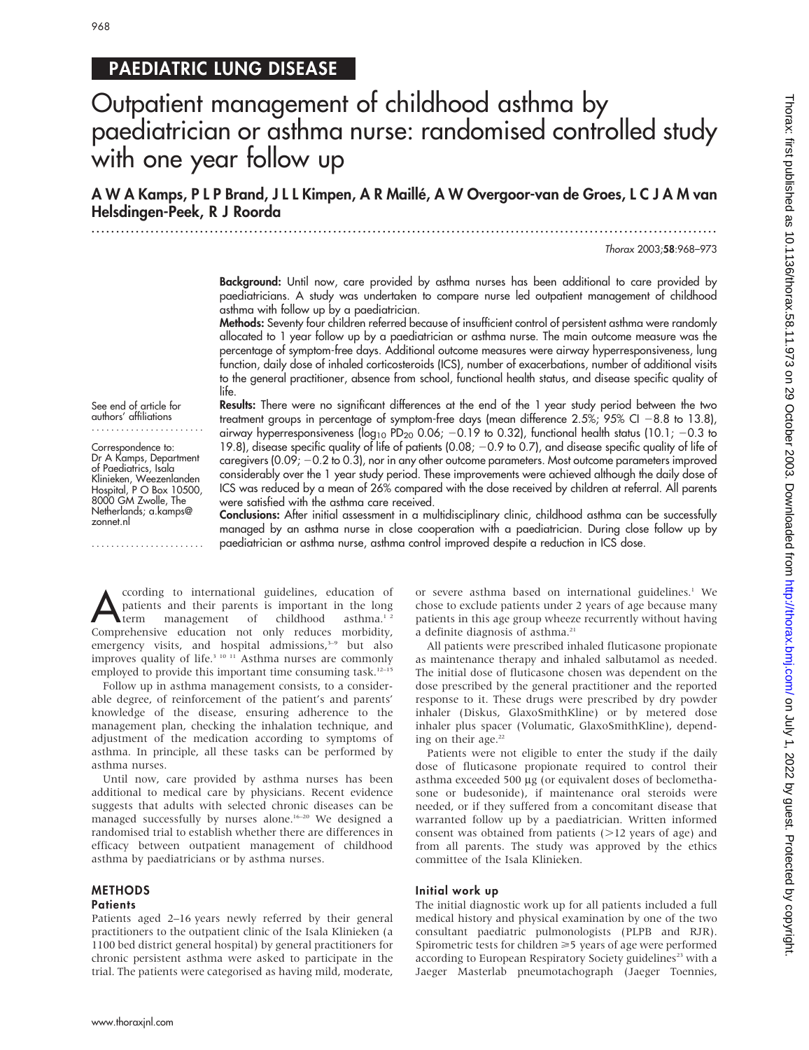PAEDIATRIC LUNG DISEASE

# Outpatient management of childhood asthma by paediatrician or asthma nurse: randomised controlled study with one year follow up

**A W A Kamps, P L P Brand, J L L Kimpen, A R Maillé, A W Overgoor-van de Groes, L C J A M van Helsdingen-Peek, R J Roorda**

*Thorax* 2003;**58**:968–973

**Background:** Until now, care provided by asthma nurses has been additional to care provided by paediatricians. A study was undertaken to compare nurse led outpatient management of childhood asthma with follow up by a paediatrician.

**Methods:** Seventy four children referred because of insufficient control of persistent asthma were randomly allocated to 1 year follow up by a paediatrician or asthma nurse. The main outcome measure was the percentage of symptom-free days. Additional outcome measures were airway hyperresponsiveness, lung function, daily dose of inhaled corticosteroids (ICS), number of exacerbations, number of additional visits to the general practitioner, absence from school, functional health status, and disease specific quality of life.

**Results:** There were no significant differences at the end of the 1 year study period between the two treatment groups in percentage of symptom-free days (mean difference 2.5%; 95% CI −8.8 to 13.8), airway hyperresponsiveness ($\log_{10}$ $PD_{20}$ 0.06; −0.19 to 0.32), functional health status (10.1; −0.3 to 19.8), disease specific quality of life of patients (0.08; −0.9 to 0.7), and disease specific quality of life of caregivers (0.09; −0.2 to 0.3), nor in any other outcome parameters. Most outcome parameters improved considerably over the 1 year study period. These improvements were achieved although the daily dose of ICS was reduced by a mean of 26% compared with the dose received by children at referral. All parents were satisfied with the asthma care received.

**Conclusions:** After initial assessment in a multidisciplinary clinic, childhood asthma can be successfully managed by an asthma nurse in close cooperation with a paediatrician. During close follow up by paediatrician or asthma nurse, asthma control improved despite a reduction in ICS dose.

See end of article for authors' affiliations

Correspondence to: Dr A Kamps, Department of Paediatrics, Isala Klinieken, Weezenlanden Hospital, P O Box 10500, 8000 GM Zwolle, The Netherlands; a.kamps@zonnet.nl

According to international guidelines, education of patients and their parents is important in the long term management of childhood asthma.[1,2] Comprehensive education not only reduces morbidity, emergency visits, and hospital admissions,[3–9] but also improves quality of life.[3,10,11] Asthma nurses are commonly employed to provide this important time consuming task.[12–15]

Follow up in asthma management consists, to a considerable degree, of reinforcement of the patient's and parents' knowledge of the disease, ensuring adherence to the management plan, checking the inhalation technique, and adjustment of the medication according to symptoms of asthma. In principle, all these tasks can be performed by asthma nurses.

Until now, care provided by asthma nurses has been additional to medical care by physicians. Recent evidence suggests that adults with selected chronic diseases can be managed successfully by nurses alone.[16–20] We designed a randomised trial to establish whether there are differences in efficacy between outpatient management of childhood asthma by paediatricians or by asthma nurses.

## METHODS

### Patients

Patients aged 2–16 years newly referred by their general practitioners to the outpatient clinic of the Isala Klinieken (a 1100 bed district general hospital) by general practitioners for chronic persistent asthma were asked to participate in the trial. The patients were categorised as having mild, moderate, or severe asthma based on international guidelines.[1] We chose to exclude patients under 2 years of age because many patients in this age group wheeze recurrently without having a definite diagnosis of asthma.[21]

All patients were prescribed inhaled fluticasone propionate as maintenance therapy and inhaled salbutamol as needed. The initial dose of fluticasone chosen was dependent on the dose prescribed by the general practitioner and the reported response to it. These drugs were prescribed by dry powder inhaler (Diskus, GlaxoSmithKline) or by metered dose inhaler plus spacer (Volumatic, GlaxoSmithKline), depending on their age.[22]

Patients were not eligible to enter the study if the daily dose of fluticasone propionate required to control their asthma exceeded 500 µg (or equivalent doses of beclomethasone or budesonide), if maintenance oral steroids were needed, or if they suffered from a concomitant disease that warranted follow up by a paediatrician. Written informed consent was obtained from patients (>12 years of age) and from all parents. The study was approved by the ethics committee of the Isala Klinieken.

### Initial work up

The initial diagnostic work up for all patients included a full medical history and physical examination by one of the two consultant paediatric pulmonologists (PLPB and RJR). Spirometric tests for children ≥5 years of age were performed according to European Respiratory Society guidelines[23] with a Jaeger Masterlab pneumotachograph (Jaeger Toennies,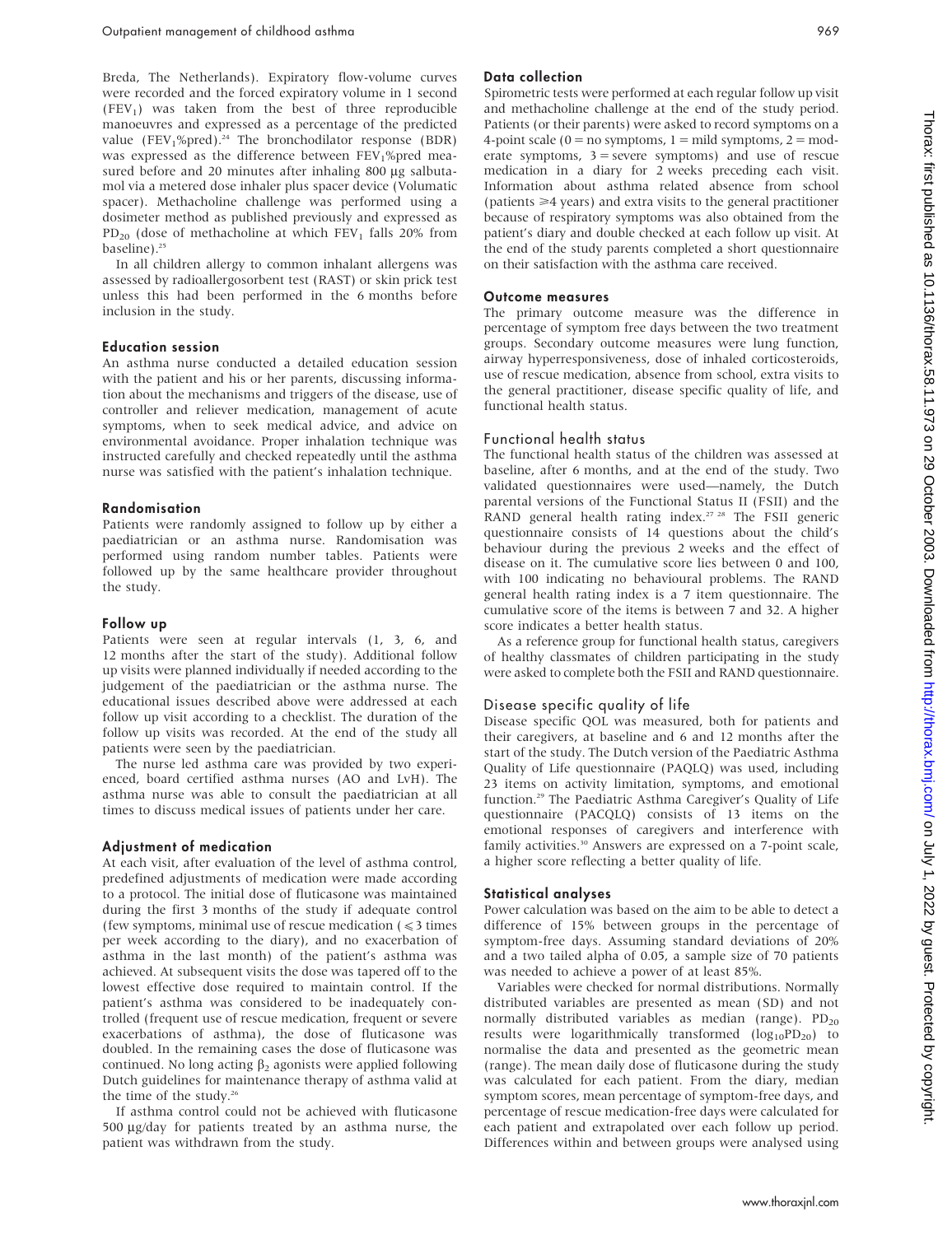Breda, The Netherlands). Expiratory flow-volume curves were recorded and the forced expiratory volume in 1 second ($FEV_1$) was taken from the best of three reproducible manoeuvres and expressed as a percentage of the predicted value ($FEV_1$%pred).[24] The bronchodilator response (BDR) was expressed as the difference between $FEV_1$%pred measured before and 20 minutes after inhaling 800 µg salbutamol via a metered dose inhaler plus spacer device (Volumatic spacer). Methacholine challenge was performed using a dosimeter method as published previously and expressed as $PD_{20}$ (dose of methacholine at which $FEV_1$ falls 20% from baseline).[25]

In all children allergy to common inhalant allergens was assessed by radioallergosorbent test (RAST) or skin prick test unless this had been performed in the 6 months before inclusion in the study.

### Education session

An asthma nurse conducted a detailed education session with the patient and his or her parents, discussing information about the mechanisms and triggers of the disease, use of controller and reliever medication, management of acute symptoms, when to seek medical advice, and advice on environmental avoidance. Proper inhalation technique was instructed carefully and checked repeatedly until the asthma nurse was satisfied with the patient's inhalation technique.

### Randomisation

Patients were randomly assigned to follow up by either a paediatrician or an asthma nurse. Randomisation was performed using random number tables. Patients were followed up by the same healthcare provider throughout the study.

### Follow up

Patients were seen at regular intervals (1, 3, 6, and 12 months after the start of the study). Additional follow up visits were planned individually if needed according to the judgement of the paediatrician or the asthma nurse. The educational issues described above were addressed at each follow up visit according to a checklist. The duration of the follow up visits was recorded. At the end of the study all patients were seen by the paediatrician.

The nurse led asthma care was provided by two experienced, board certified asthma nurses (AO and LvH). The asthma nurse was able to consult the paediatrician at all times to discuss medical issues of patients under her care.

### Adjustment of medication

At each visit, after evaluation of the level of asthma control, predefined adjustments of medication were made according to a protocol. The initial dose of fluticasone was maintained during the first 3 months of the study if adequate control (few symptoms, minimal use of rescue medication ($\leqslant 3$ times per week according to the diary), and no exacerbation of asthma in the last month) of the patient's asthma was achieved. At subsequent visits the dose was tapered off to the lowest effective dose required to maintain control. If the patient's asthma was considered to be inadequately controlled (frequent use of rescue medication, frequent or severe exacerbations of asthma), the dose of fluticasone was doubled. In the remaining cases the dose of fluticasone was continued. No long acting $\beta_2$ agonists were applied following Dutch guidelines for maintenance therapy of asthma valid at the time of the study.[26]

If asthma control could not be achieved with fluticasone 500 µg/day for patients treated by an asthma nurse, the patient was withdrawn from the study.

### Data collection

Spirometric tests were performed at each regular follow up visit and methacholine challenge at the end of the study period. Patients (or their parents) were asked to record symptoms on a 4-point scale (0 = no symptoms, 1 = mild symptoms, 2 = moderate symptoms, 3 = severe symptoms) and use of rescue medication in a diary for 2 weeks preceding each visit. Information about asthma related absence from school (patients $\geqslant 4$ years) and extra visits to the general practitioner because of respiratory symptoms was also obtained from the patient's diary and double checked at each follow up visit. At the end of the study parents completed a short questionnaire on their satisfaction with the asthma care received.

### Outcome measures

The primary outcome measure was the difference in percentage of symptom free days between the two treatment groups. Secondary outcome measures were lung function, airway hyperresponsiveness, dose of inhaled corticosteroids, use of rescue medication, absence from school, extra visits to the general practitioner, disease specific quality of life, and functional health status.

### Functional health status

The functional health status of the children was assessed at baseline, after 6 months, and at the end of the study. Two validated questionnaires were used—namely, the Dutch parental versions of the Functional Status II (FSII) and the RAND general health rating index.[27,28] The FSII generic questionnaire consists of 14 questions about the child's behaviour during the previous 2 weeks and the effect of disease on it. The cumulative score lies between 0 and 100, with 100 indicating no behavioural problems. The RAND general health rating index is a 7 item questionnaire. The cumulative score of the items is between 7 and 32. A higher score indicates a better health status.

As a reference group for functional health status, caregivers of healthy classmates of children participating in the study were asked to complete both the FSII and RAND questionnaire.

### Disease specific quality of life

Disease specific QOL was measured, both for patients and their caregivers, at baseline and 6 and 12 months after the start of the study. The Dutch version of the Paediatric Asthma Quality of Life questionnaire (PAQLQ) was used, including 23 items on activity limitation, symptoms, and emotional function.[29] The Paediatric Asthma Caregiver's Quality of Life questionnaire (PACQLQ) consists of 13 items on the emotional responses of caregivers and interference with family activities.[30] Answers are expressed on a 7-point scale, a higher score reflecting a better quality of life.

### Statistical analyses

Power calculation was based on the aim to be able to detect a difference of 15% between groups in the percentage of symptom-free days. Assuming standard deviations of 20% and a two tailed alpha of 0.05, a sample size of 70 patients was needed to achieve a power of at least 85%.

Variables were checked for normal distributions. Normally distributed variables are presented as mean (SD) and not normally distributed variables as median (range). $PD_{20}$ results were logarithmically transformed ($\log_{10}PD_{20}$) to normalise the data and presented as the geometric mean (range). The mean daily dose of fluticasone during the study was calculated for each patient. From the diary, median symptom scores, mean percentage of symptom-free days, and percentage of rescue medication-free days were calculated for each patient and extrapolated over each follow up period. Differences within and between groups were analysed using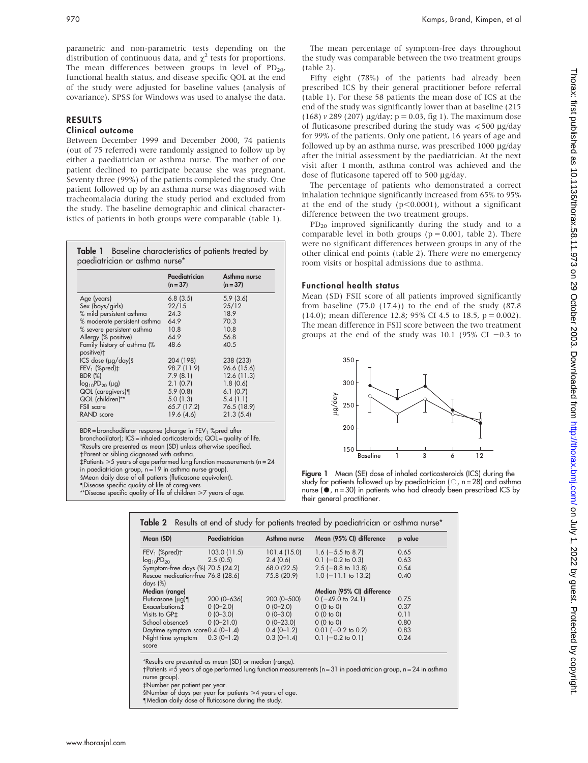parametric and non-parametric tests depending on the distribution of continuous data, and $\chi^2$ tests for proportions. The mean differences between groups in level of $PD_{20}$, functional health status, and disease specific QOL at the end of the study were adjusted for baseline values (analysis of covariance). SPSS for Windows was used to analyse the data.

## RESULTS

### Clinical outcome

Between December 1999 and December 2000, 74 patients (out of 75 referred) were randomly assigned to follow up by either a paediatrician or asthma nurse. The mother of one patient declined to participate because she was pregnant. Seventy three (99%) of the patients completed the study. One patient followed up by an asthma nurse was diagnosed with tracheomalacia during the study period and excluded from the study. The baseline demographic and clinical characteristics of patients in both groups were comparable (table 1).

**Table 1** Baseline characteristics of patients treated by paediatrician or asthma nurse*

| | Paediatrician (n = 37) | Asthma nurse (n = 37) |
|---|---|---|
| Age (years) | 6.8 (3.5) | 5.9 (3.6) |
| Sex (boys/girls) | 22/15 | 25/12 |
| % mild persistent asthma | 24.3 | 18.9 |
| % moderate persistent asthma | 64.9 | 70.3 |
| % severe persistent asthma | 10.8 | 10.8 |
| Allergy (% positive) | 64.9 | 56.8 |
| Family history of asthma (% positive)† | 48.6 | 40.5 |
| ICS dose (µg/day)§ | 204 (198) | 238 (233) |
| $FEV_1$ (%pred)‡ | 98.7 (11.9) | 96.6 (15.6) |
| BDR (%) | 7.9 (8.1) | 12.6 (11.3) |
| $\log_{10}PD_{20}$ (µg) | 2.1 (0.7) | 1.8 (0.6) |
| QOL (caregivers)¶ | 5.9 (0.8) | 6.1 (0.7) |
| QOL (children)** | 5.0 (1.3) | 5.4 (1.1) |
| FSII score | 65.7 (17.2) | 76.5 (18.9) |
| RAND score | 19.6 (4.6) | 21.3 (5.4) |

BDR = bronchodilator response (change in $FEV_1$ %pred after bronchodilator); ICS = inhaled corticosteroids; QOL = quality of life.
*Results are presented as mean (SD) unless otherwise specified.
†Parent or sibling diagnosed with asthma.
‡Patients ≥5 years of age performed lung function measurements (n = 24 in paediatrician group, n = 19 in asthma nurse group).
§Mean daily dose of all patients (fluticasone equivalent).
¶Disease specific quality of life of caregivers
**Disease specific quality of life of children ≥7 years of age.

The mean percentage of symptom-free days throughout the study was comparable between the two treatment groups (table 2).

Fifty eight (78%) of the patients had already been prescribed ICS by their general practitioner before referral (table 1). For these 58 patients the mean dose of ICS at the end of the study was significantly lower than at baseline (215 (168) *v* 289 (207) µg/day; p = 0.03, fig 1). The maximum dose of fluticasone prescribed during the study was ≤500 µg/day for 99% of the patients. Only one patient, 16 years of age and followed up by an asthma nurse, was prescribed 1000 µg/day after the initial assessment by the paediatrician. At the next visit after 1 month, asthma control was achieved and the dose of fluticasone tapered off to 500 µg/day.

The percentage of patients who demonstrated a correct inhalation technique significantly increased from 65% to 95% at the end of the study ($p<0.0001$), without a significant difference between the two treatment groups.

$PD_{20}$ improved significantly during the study and to a comparable level in both groups (p = 0.001, table 2). There were no significant differences between groups in any of the other clinical end points (table 2). There were no emergency room visits or hospital admissions due to asthma.

### Functional health status

Mean (SD) FSII score of all patients improved significantly from baseline (75.0 (17.4)) to the end of the study (87.8 (14.0); mean difference 12.8; 95% CI 4.5 to 18.5, p = 0.002). The mean difference in FSII score between the two treatment groups at the end of the study was 10.1 (95% CI −0.3 to

**Figure 1** Mean (SE) dose of inhaled corticosteroids (ICS) during the study for patients followed up by paediatrician (○, n = 28) and asthma nurse (●, n = 30) in patients who had already been prescribed ICS by their general practitioner.

**Table 2** Results at end of study for patients treated by paediatrician or asthma nurse*

| Mean (SD) | Paediatrician | Asthma nurse | Mean (95% CI) difference | p value |
|---|---|---|---|---|
| $FEV_1$ (%pred)† | 103.0 (11.5) | 101.4 (15.0) | 1.6 (−5.5 to 8.7) | 0.65 |
| $\log_{10}PD_{20}$ | 2.5 (0.5) | 2.4 (0.6) | 0.1 (−0.2 to 0.3) | 0.63 |
| Symptom-free days (%) | 70.5 (24.2) | 68.0 (22.5) | 2.5 (−8.8 to 13.8) | 0.54 |
| Rescue medication-free days (%) | 76.8 (28.6) | 75.8 (20.9) | 1.0 (−11.1 to 13.2) | 0.40 |
| **Median (range)** | | | **Median (95% CI) difference** | |
| Fluticasone (µg)¶ | 200 (0–636) | 200 (0–500) | 0 (−49.0 to 24.1) | 0.75 |
| Exacerbations‡ | 0 (0–2.0) | 0 (0–2.0) | 0 (0 to 0) | 0.37 |
| Visits to GP‡ | 0 (0–3.0) | 0 (0–3.0) | 0 (0 to 0) | 0.11 |
| School absence§ | 0 (0–21.0) | 0 (0–23.0) | 0 (0 to 0) | 0.80 |
| Daytime symptom score | 0.4 (0–1.4) | 0.4 (0–1.2) | 0.01 (−0.2 to 0.2) | 0.83 |
| Night time symptom score | 0.3 (0–1.2) | 0.3 (0–1.4) | 0.1 (−0.2 to 0.1) | 0.24 |

*Results are presented as mean (SD) or median (range).
†Patients ≥5 years of age performed lung function measurements (n = 31 in paediatrician group, n = 24 in asthma nurse group).
‡Number per patient per year.
§Number of days per year for patients ≥4 years of age.
¶Median daily dose of fluticasone during the study.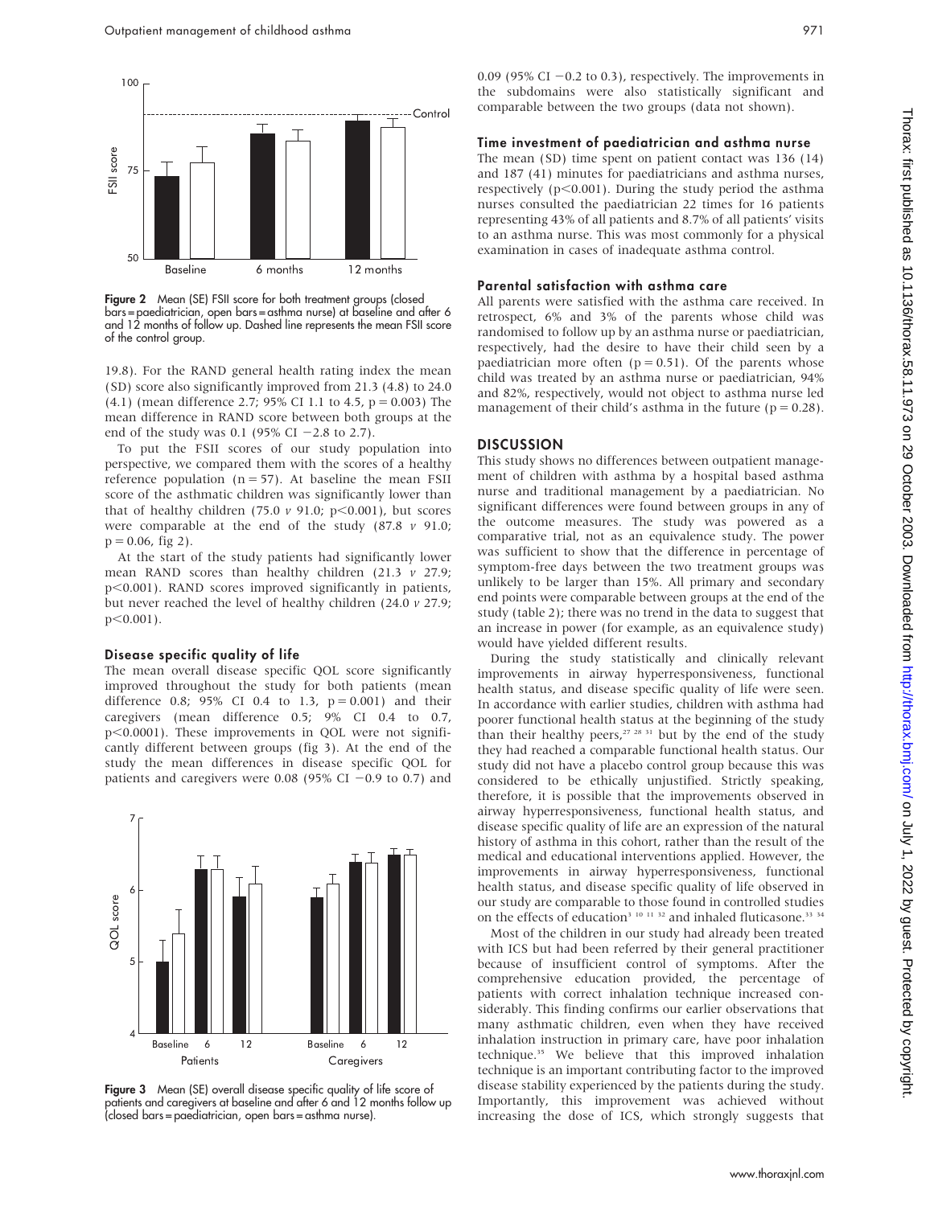Figure 2 Mean (SE) FSII score for both treatment groups (closed bars = paediatrician, open bars = asthma nurse) at baseline and after 6 and 12 months of follow up. Dashed line represents the mean FSII score of the control group.

19.8). For the RAND general health rating index the mean (SD) score also significantly improved from 21.3 (4.8) to 24.0 (4.1) (mean difference 2.7; 95% CI 1.1 to 4.5, p = 0.003) The mean difference in RAND score between both groups at the end of the study was 0.1 (95% CI −2.8 to 2.7).

To put the FSII scores of our study population into perspective, we compared them with the scores of a healthy reference population (n = 57). At baseline the mean FSII score of the asthmatic children was significantly lower than that of healthy children (75.0 *v* 91.0; p<0.001), but scores were comparable at the end of the study (87.8 *v* 91.0; p = 0.06, fig 2).

At the start of the study patients had significantly lower mean RAND scores than healthy children (21.3 *v* 27.9; p<0.001). RAND scores improved significantly in patients, but never reached the level of healthy children (24.0 *v* 27.9; p<0.001).

### Disease specific quality of life

The mean overall disease specific QOL score significantly improved throughout the study for both patients (mean difference 0.8; 95% CI 0.4 to 1.3, p = 0.001) and their caregivers (mean difference 0.5; 9% CI 0.4 to 0.7, p<0.0001). These improvements in QOL were not significantly different between groups (fig 3). At the end of the study the mean differences in disease specific QOL for patients and caregivers were 0.08 (95% CI −0.9 to 0.7) and 0.09 (95% CI −0.2 to 0.3), respectively. The improvements in the subdomains were also statistically significant and comparable between the two groups (data not shown).

Figure 3 Mean (SE) overall disease specific quality of life score of patients and caregivers at baseline and after 6 and 12 months follow up (closed bars = paediatrician, open bars = asthma nurse).

### Time investment of paediatrician and asthma nurse

The mean (SD) time spent on patient contact was 136 (14) and 187 (41) minutes for paediatricians and asthma nurses, respectively (p<0.001). During the study period the asthma nurses consulted the paediatrician 22 times for 16 patients representing 43% of all patients and 8.7% of all patients' visits to an asthma nurse. This was most commonly for a physical examination in cases of inadequate asthma control.

### Parental satisfaction with asthma care

All parents were satisfied with the asthma care received. In retrospect, 6% and 3% of the parents whose child was randomised to follow up by an asthma nurse or paediatrician, respectively, had the desire to have their child seen by a paediatrician more often (p = 0.51). Of the parents whose child was treated by an asthma nurse or paediatrician, 94% and 82%, respectively, would not object to asthma nurse led management of their child's asthma in the future (p = 0.28).

## DISCUSSION

This study shows no differences between outpatient management of children with asthma by a hospital based asthma nurse and traditional management by a paediatrician. No significant differences were found between groups in any of the outcome measures. The study was powered as a comparative trial, not as an equivalence study. The power was sufficient to show that the difference in percentage of symptom-free days between the two treatment groups was unlikely to be larger than 15%. All primary and secondary end points were comparable between groups at the end of the study (table 2); there was no trend in the data to suggest that an increase in power (for example, as an equivalence study) would have yielded different results.

During the study statistically and clinically relevant improvements in airway hyperresponsiveness, functional health status, and disease specific quality of life were seen. In accordance with earlier studies, children with asthma had poorer functional health status at the beginning of the study than their healthy peers,[27 28 31] but by the end of the study they had reached a comparable functional health status. Our study did not have a placebo control group because this was considered to be ethically unjustified. Strictly speaking, therefore, it is possible that the improvements observed in airway hyperresponsiveness, functional health status, and disease specific quality of life are an expression of the natural history of asthma in this cohort, rather than the result of the medical and educational interventions applied. However, the improvements in airway hyperresponsiveness, functional health status, and disease specific quality of life observed in our study are comparable to those found in controlled studies on the effects of education[3 10 11 32] and inhaled fluticasone.[33 34]

Most of the children in our study had already been treated with ICS but had been referred by their general practitioner because of insufficient control of symptoms. After the comprehensive education provided, the percentage of patients with correct inhalation technique increased considerably. This finding confirms our earlier observations that many asthmatic children, even when they have received inhalation instruction in primary care, have poor inhalation technique.[35] We believe that this improved inhalation technique is an important contributing factor to the improved disease stability experienced by the patients during the study. Importantly, this improvement was achieved without increasing the dose of ICS, which strongly suggests that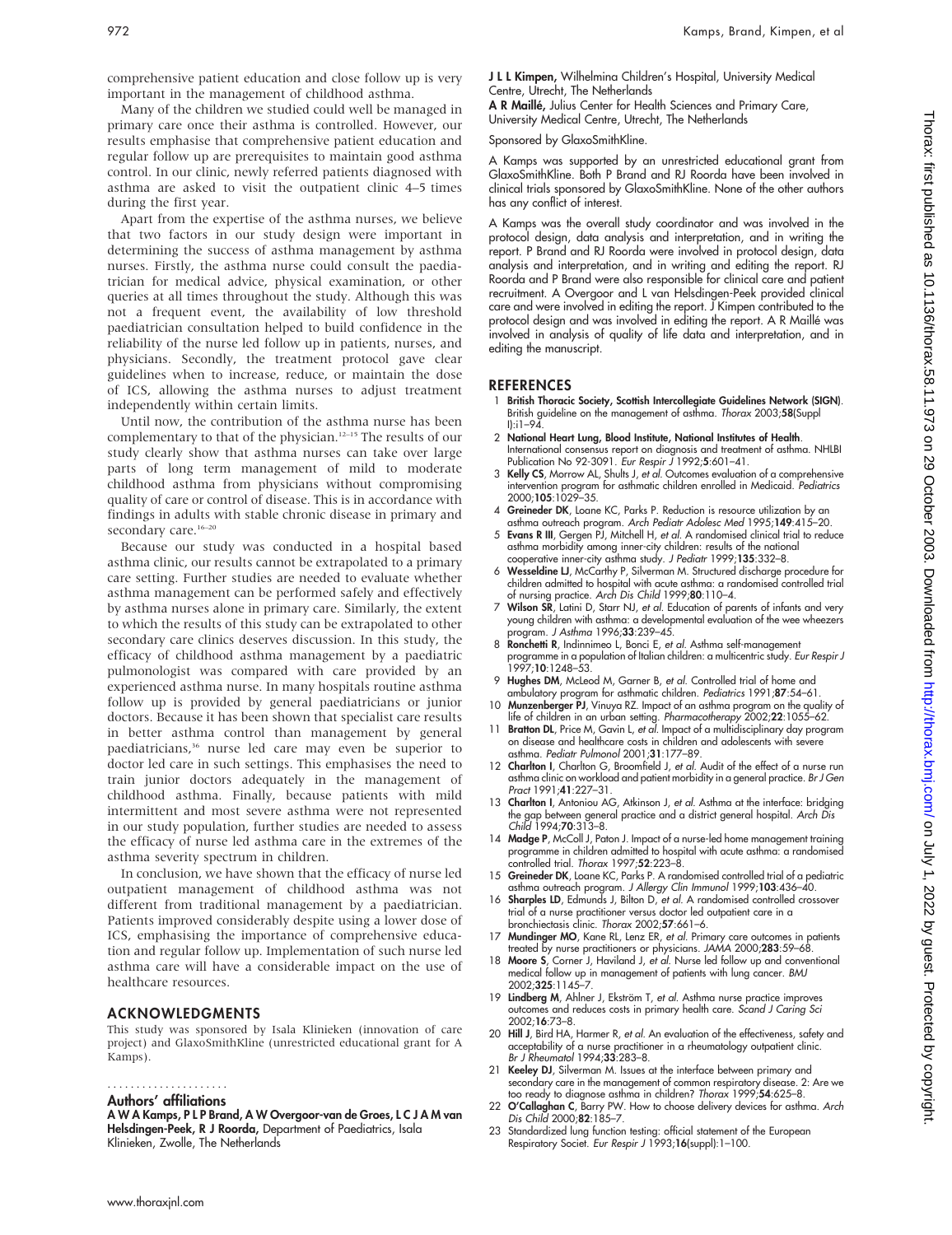comprehensive patient education and close follow up is very important in the management of childhood asthma.

Many of the children we studied could well be managed in primary care once their asthma is controlled. However, our results emphasise that comprehensive patient education and regular follow up are prerequisites to maintain good asthma control. In our clinic, newly referred patients diagnosed with asthma are asked to visit the outpatient clinic 4–5 times during the first year.

Apart from the expertise of the asthma nurses, we believe that two factors in our study design were important in determining the success of asthma management by asthma nurses. Firstly, the asthma nurse could consult the paediatrician for medical advice, physical examination, or other queries at all times throughout the study. Although this was not a frequent event, the availability of low threshold paediatrician consultation helped to build confidence in the reliability of the nurse led follow up in patients, nurses, and physicians. Secondly, the treatment protocol gave clear guidelines when to increase, reduce, or maintain the dose of ICS, allowing the asthma nurses to adjust treatment independently within certain limits.

Until now, the contribution of the asthma nurse has been complementary to that of the physician.[12–15] The results of our study clearly show that asthma nurses can take over large parts of long term management of mild to moderate childhood asthma from physicians without compromising quality of care or control of disease. This is in accordance with findings in adults with stable chronic disease in primary and secondary care.[16–20]

Because our study was conducted in a hospital based asthma clinic, our results cannot be extrapolated to a primary care setting. Further studies are needed to evaluate whether asthma management can be performed safely and effectively by asthma nurses alone in primary care. Similarly, the extent to which the results of this study can be extrapolated to other secondary care clinics deserves discussion. In this study, the efficacy of childhood asthma management by a paediatric pulmonologist was compared with care provided by an experienced asthma nurse. In many hospitals routine asthma follow up is provided by general paediatricians or junior doctors. Because it has been shown that specialist care results in better asthma control than management by general paediatricians,[36] nurse led care may even be superior to doctor led care in such settings. This emphasises the need to train junior doctors adequately in the management of childhood asthma. Finally, because patients with mild intermittent and most severe asthma were not represented in our study population, further studies are needed to assess the efficacy of nurse led asthma care in the extremes of the asthma severity spectrum in children.

In conclusion, we have shown that the efficacy of nurse led outpatient management of childhood asthma was not different from traditional management by a paediatrician. Patients improved considerably despite using a lower dose of ICS, emphasising the importance of comprehensive education and regular follow up. Implementation of such nurse led asthma care will have a considerable impact on the use of healthcare resources.

## ACKNOWLEDGMENTS

This study was sponsored by Isala Klinieken (innovation of care project) and GlaxoSmithKline (unrestricted educational grant for A Kamps).

### Authors' affiliations

**A W A Kamps, P L P Brand, A W Overgoor-van de Groes, L C J A M van Helsdingen-Peek, R J Roorda,** Department of Paediatrics, Isala Klinieken, Zwolle, The Netherlands

**J L L Kimpen,** Wilhelmina Children's Hospital, University Medical Centre, Utrecht, The Netherlands

**A R Maillé,** Julius Center for Health Sciences and Primary Care, University Medical Centre, Utrecht, The Netherlands

Sponsored by GlaxoSmithKline.

A Kamps was supported by an unrestricted educational grant from GlaxoSmithKline. Both P Brand and RJ Roorda have been involved in clinical trials sponsored by GlaxoSmithKline. None of the other authors has any conflict of interest.

A Kamps was the overall study coordinator and was involved in the protocol design, data analysis and interpretation, and in writing the report. P Brand and RJ Roorda were involved in protocol design, data analysis and interpretation, and in writing and editing the report. RJ Roorda and P Brand were also responsible for clinical care and patient recruitment. A Overgoor and L van Helsdingen-Peek provided clinical care and were involved in editing the report. J Kimpen contributed to the protocol design and was involved in editing the report. A R Maillé was involved in analysis of quality of life data and interpretation, and in editing the manuscript.

## REFERENCES

1. **British Thoracic Society, Scottish Intercollegiate Guidelines Network (SIGN).** British guideline on the management of asthma. *Thorax* 2003;**58**(Suppl I):i1–94.
2. **National Heart Lung, Blood Institute, National Institutes of Health.** International consensus report on diagnosis and treatment of asthma. NHLBI Publication No 92-3091. *Eur Respir J* 1992;**5**:601–41.
3. **Kelly CS**, Morrow AL, Shults J, *et al.* Outcomes evaluation of a comprehensive intervention program for asthmatic children enrolled in Medicaid. *Pediatrics* 2000;**105**:1029–35.
4. **Greineder DK**, Loane KC, Parks P. Reduction is resource utilization by an asthma outreach program. *Arch Pediatr Adolesc Med* 1995;**149**:415–20.
5. **Evans R III**, Gergen PJ, Mitchell H, *et al.* A randomised clinical trial to reduce asthma morbidity among inner-city children: results of the national cooperative inner-city asthma study. *J Pediatr* 1999;**135**:332–8.
6. **Wesseldine LJ**, McCarthy P, Silverman M. Structured discharge procedure for children admitted to hospital with acute asthma: a randomised controlled trial of nursing practice. *Arch Dis Child* 1999;**80**:110–4.
7. **Wilson SR**, Latini D, Starr NJ, *et al.* Education of parents of infants and very young children with asthma: a developmental evaluation of the wee wheezers program. *J Asthma* 1996;**33**:239–45.
8. **Ronchetti R**, Indinnimeo L, Bonci E, *et al.* Asthma self-management programme in a population of Italian children: a multicentric study. *Eur Respir J* 1997;**10**:1248–53.
9. **Hughes DM**, McLeod M, Garner B, *et al.* Controlled trial of home and ambulatory program for asthmatic children. *Pediatrics* 1991;**87**:54–61.
10. **Munzenberger PJ**, Vinuya RZ. Impact of an asthma program on the quality of life of children in an urban setting. *Pharmacotherapy* 2002;**22**:1055–62.
11. **Bratton DL**, Price M, Gavin L, *et al.* Impact of a multidisciplinary day program on disease and healthcare costs in children and adolescents with severe asthma. *Pediatr Pulmonol* 2001;**31**:177–89.
12. **Charlton I**, Charlton G, Broomfield J, *et al.* Audit of the effect of a nurse run asthma clinic on workload and patient morbidity in a general practice. *Br J Gen Pract* 1991;**41**:227–31.
13. **Charlton I**, Antoniou AG, Atkinson J, *et al.* Asthma at the interface: bridging the gap between general practice and a district general hospital. *Arch Dis Child* 1994;**70**:313–8.
14. **Madge P**, McColl J, Paton J. Impact of a nurse-led home management training programme in children admitted to hospital with acute asthma: a randomised controlled trial. *Thorax* 1997;**52**:223–8.
15. **Greineder DK**, Loane KC, Parks P. A randomised controlled trial of a pediatric asthma outreach program. *J Allergy Clin Immunol* 1999;**103**:436–40.
16. **Sharples LD**, Edmunds J, Bilton D, *et al.* A randomised controlled crossover trial of a nurse practitioner versus doctor led outpatient care in a bronchiectasis clinic. *Thorax* 2002;**57**:661–6.
17. **Mundinger MO**, Kane RL, Lenz ER, *et al.* Primary care outcomes in patients treated by nurse practitioners or physicians. *JAMA* 2000;**283**:59–68.
18. **Moore S**, Corner J, Haviland J, *et al.* Nurse led follow up and conventional medical follow up in management of patients with lung cancer. *BMJ* 2002;**325**:1145–7.
19. **Lindberg M**, Ahlner J, Ekström T, *et al.* Asthma nurse practice improves outcomes and reduces costs in primary health care. *Scand J Caring Sci* 2002;**16**:73–8.
20. **Hill J**, Bird HA, Harmer R, *et al.* An evaluation of the effectiveness, safety and acceptability of a nurse practitioner in a rheumatology outpatient clinic. *Br J Rheumatol* 1994;**33**:283–8.
21. **Keeley DJ**, Silverman M. Issues at the interface between primary and secondary care in the management of common respiratory disease. 2: Are we too ready to diagnose asthma in children? *Thorax* 1999;**54**:625–8.
22. **O'Callaghan C**, Barry PW. How to choose delivery devices for asthma. *Arch Dis Child* 2000;**82**:185–7.
23. Standardized lung function testing: official statement of the European Respiratory Societ. *Eur Respir J* 1993;**16**(suppl):1–100.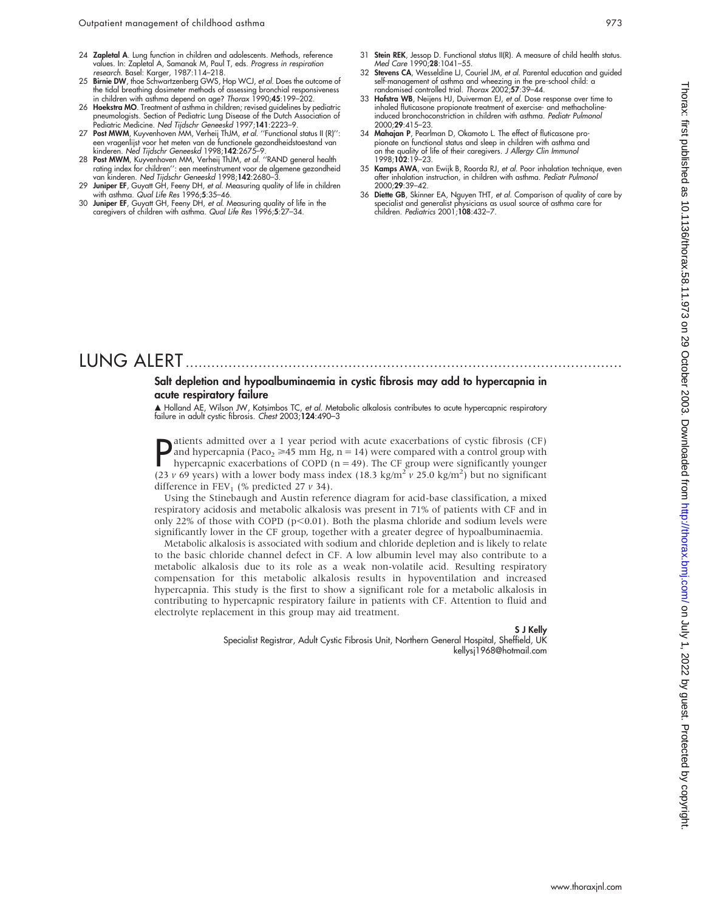24 **Zapletal A**. Lung function in children and adolescents. Methods, reference values. In: Zapletal A, Samanak M, Paul T, eds. *Progress in respiration research*. Basel: Karger, 1987:114–218.

25 **Birnie DW**, thoe Schwartzenberg GWS, Hop WCJ, *et al*. Does the outcome of the tidal breathing dosimeter methods of assessing bronchial responsiveness in children with asthma depend on age? *Thorax* 1990;**45**:199–202.

26 **Hoekstra MO**. Treatment of asthma in children; revised guidelines by pediatric pneumologists. Section of Pediatric Lung Disease of the Dutch Association of Pediatric Medicine. *Ned Tijdschr Geneeskd* 1997;**141**:2223–9.

27 **Post MWM**, Kuyvenhoven MM, Verheij ThJM, *et al*. ''Functional status II (R)'': een vragenlijst voor het meten van de functionele gezondheidstoestand van kinderen. *Ned Tijdschr Geneeskd* 1998;**142**:2675–9.

28 **Post MWM**, Kuyvenhoven MM, Verheij ThJM, *et al*. ''RAND general health rating index for children'': een meetinstrument voor de algemene gezondheid van kinderen. *Ned Tijdschr Geneeskd* 1998;**142**:2680–3.

29 **Juniper EF**, Guyatt GH, Feeny DH, *et al*. Measuring quality of life in children with asthma. *Qual Life Res* 1996;**5**:35–46.

30 **Juniper EF**, Guyatt GH, Feeny DH, *et al*. Measuring quality of life in the caregivers of children with asthma. *Qual Life Res* 1996;**5**:27–34.

31 **Stein REK**, Jessop D. Functional status II(R). A measure of child health status. *Med Care* 1990;**28**:1041–55.

32 **Stevens CA**, Wesseldine LJ, Couriel JM, *et al*. Parental education and guided self-management of asthma and wheezing in the pre-school child: a randomised controlled trial. *Thorax* 2002;**57**:39–44.

33 **Hofstra WB**, Neijens HJ, Duiverman EJ, *et al*. Dose response over time to inhaled fluticasone propionate treatment of exercise- and methacholine-induced bronchoconstriction in children with asthma. *Pediatr Pulmonol* 2000;**29**:415–23.

34 **Mahajan P**, Pearlman D, Okamoto L. The effect of fluticasone propionate on functional status and sleep in children with asthma and on the quality of life of their caregivers. *J Allergy Clin Immunol* 1998;**102**:19–23.

35 **Kamps AWA**, van Ewijk B, Roorda RJ, *et al*. Poor inhalation technique, even after inhalation instruction, in children with asthma. *Pediatr Pulmonol* 2000;**29**:39–42.

36 **Diette GB**, Skinner EA, Nguyen THT, *et al*. Comparison of quality of care by specialist and generalist physicians as usual source of asthma care for children. *Pediatrics* 2001;**108**:432–7.

# LUNG ALERT

## Salt depletion and hypoalbuminaemia in cystic fibrosis may add to hypercapnia in acute respiratory failure

▲ Holland AE, Wilson JW, Kotsimbos TC, *et al*. Metabolic alkalosis contributes to acute hypercapnic respiratory failure in adult cystic fibrosis. *Chest* 2003;**124**:490–3

Patients admitted over a 1 year period with acute exacerbations of cystic fibrosis (CF) and hypercapnia ($Paco_2 \geqslant 45$ mm Hg, n = 14) were compared with a control group with hypercapnic exacerbations of COPD (n = 49). The CF group were significantly younger (23 *v* 69 years) with a lower body mass index (18.3 kg/m$^2$ *v* 25.0 kg/m$^2$) but no significant difference in $FEV_1$ (% predicted 27 *v* 34).

Using the Stinebaugh and Austin reference diagram for acid-base classification, a mixed respiratory acidosis and metabolic alkalosis was present in 71% of patients with CF and in only 22% of those with COPD ($p<0.01$). Both the plasma chloride and sodium levels were significantly lower in the CF group, together with a greater degree of hypoalbuminaemia.

Metabolic alkalosis is associated with sodium and chloride depletion and is likely to relate to the basic chloride channel defect in CF. A low albumin level may also contribute to a metabolic alkalosis due to its role as a weak non-volatile acid. Resulting respiratory compensation for this metabolic alkalosis results in hypoventilation and increased hypercapnia. This study is the first to show a significant role for a metabolic alkalosis in contributing to hypercapnic respiratory failure in patients with CF. Attention to fluid and electrolyte replacement in this group may aid treatment.

**S J Kelly**
Specialist Registrar, Adult Cystic Fibrosis Unit, Northern General Hospital, Sheffield, UK
kellysj1968@hotmail.com